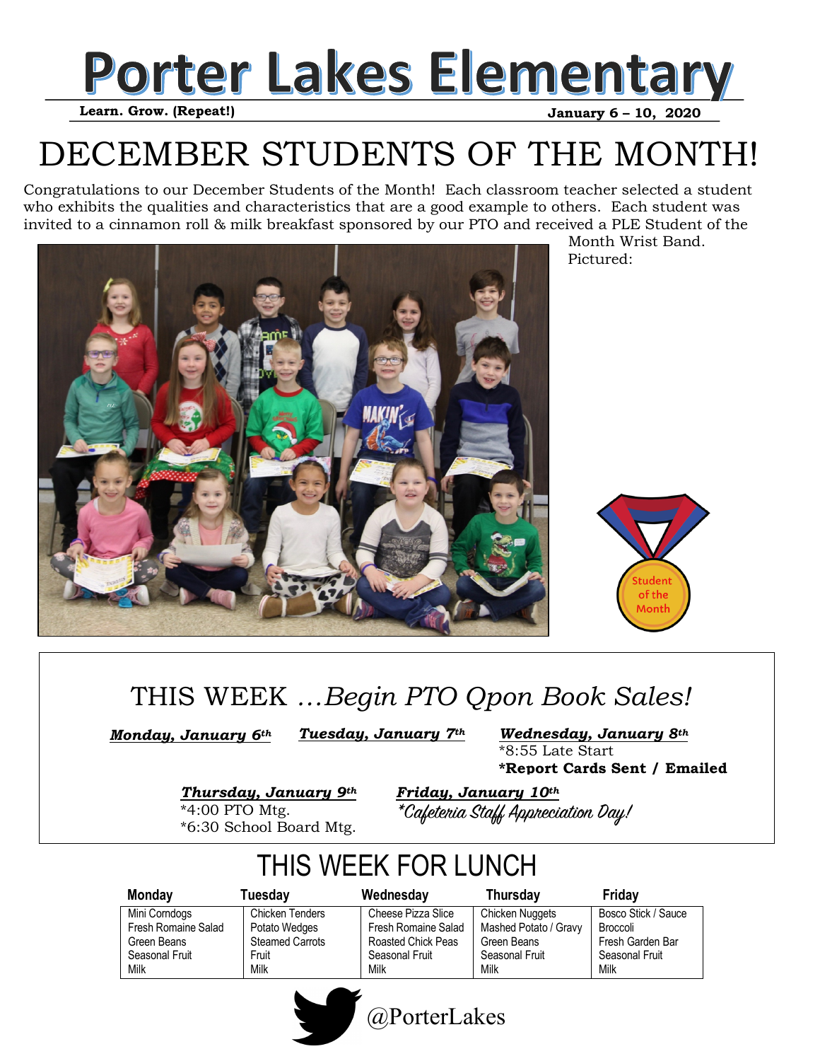# Porter Lakes Elementary

**Learn. Grow. (Repeat!)** **January 6 – 10, 2020**

# DECEMBER STUDENTS OF THE MONTH!

Congratulations to our December Students of the Month! Each classroom teacher selected a student who exhibits the qualities and characteristics that are a good example to others. Each student was invited to a cinnamon roll & milk breakfast sponsored by our PTO and received a PLE Student of the Month Wrist Band. Pictured:

Student of the Month

## THIS WEEK *…Begin PTO Qpon Book Sales!*

***Monday, January 6th***

***Tuesday, January 7th***

***Wednesday, January 8th***
*8:55 Late Start
**\*Report Cards Sent / Emailed**

***Thursday, January 9th***
*4:00 PTO Mtg.
*6:30 School Board Mtg.

***Friday, January 10th***
*\*Cafeteria Staff Appreciation Day!*

## THIS WEEK FOR LUNCH

| Monday | Tuesday | Wednesday | Thursday | Friday |
|---|---|---|---|---|
| Mini Corndogs<br>Fresh Romaine Salad<br>Green Beans<br>Seasonal Fruit<br>Milk | Chicken Tenders<br>Potato Wedges<br>Steamed Carrots<br>Fruit<br>Milk | Cheese Pizza Slice<br>Fresh Romaine Salad<br>Roasted Chick Peas<br>Seasonal Fruit<br>Milk | Chicken Nuggets<br>Mashed Potato / Gravy<br>Green Beans<br>Seasonal Fruit<br>Milk | Bosco Stick / Sauce<br>Broccoli<br>Fresh Garden Bar<br>Seasonal Fruit<br>Milk |

@PorterLakes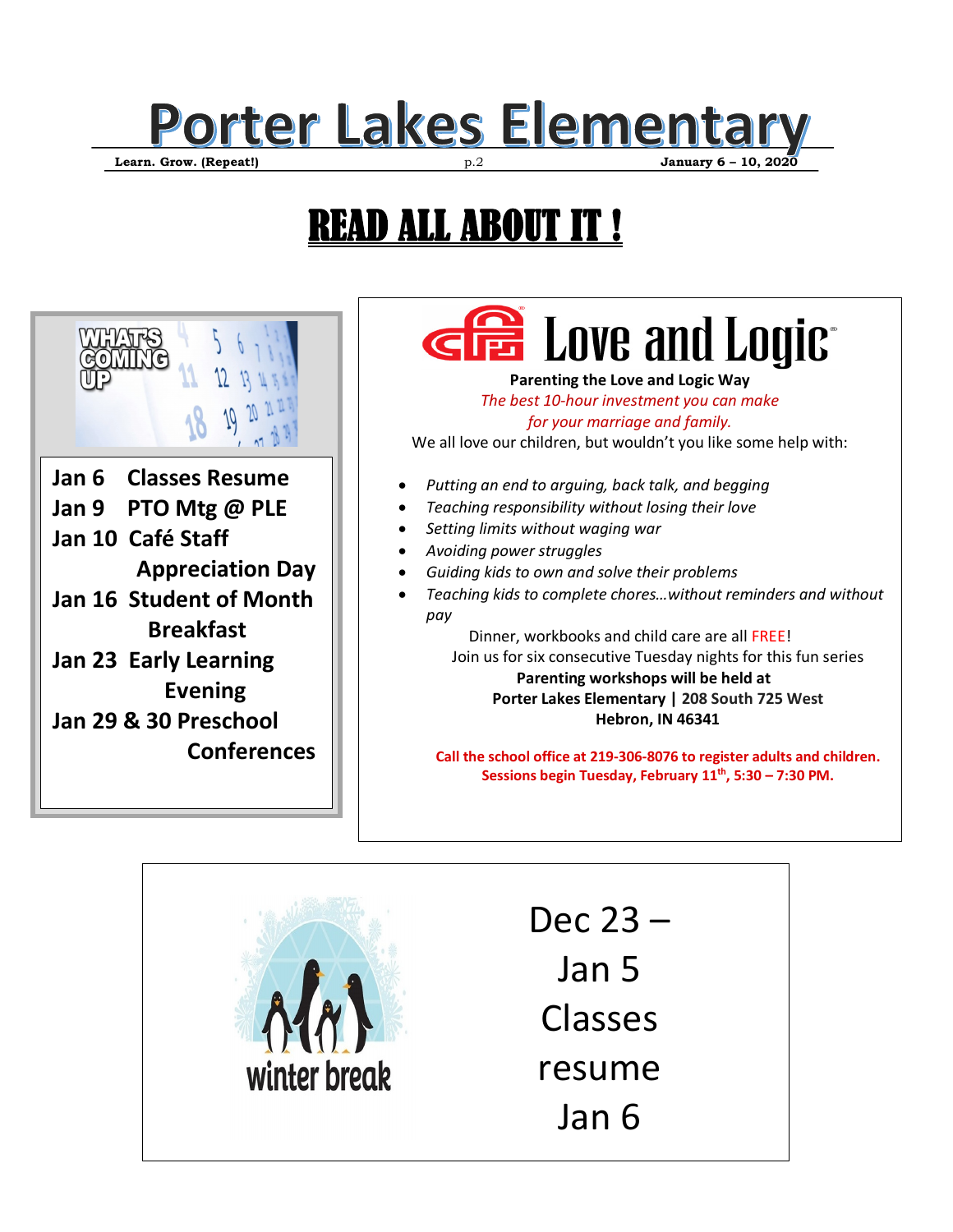# READ ALL ABOUT IT !

**Jan 6 Classes Resume**
**Jan 9 PTO Mtg @ PLE**
**Jan 10 Café Staff Appreciation Day**
**Jan 16 Student of Month Breakfast**
**Jan 23 Early Learning Evening**
**Jan 29 & 30 Preschool Conferences**

## Love and Logic

**Parenting the Love and Logic Way**

*The best 10-hour investment you can make for your marriage and family.*

We all love our children, but wouldn't you like some help with:

- *Putting an end to arguing, back talk, and begging*
- *Teaching responsibility without losing their love*
- *Setting limits without waging war*
- *Avoiding power struggles*
- *Guiding kids to own and solve their problems*
- *Teaching kids to complete chores…without reminders and without pay*

Dinner, workbooks and child care are all FREE!
Join us for six consecutive Tuesday nights for this fun series

**Parenting workshops will be held at**
**Porter Lakes Elementary | 208 South 725 West**
**Hebron, IN 46341**

**Call the school office at 219-306-8076 to register adults and children.**
**Sessions begin Tuesday, February 11th, 5:30 – 7:30 PM.**

winter break

Dec 23 – Jan 5
Classes resume Jan 6